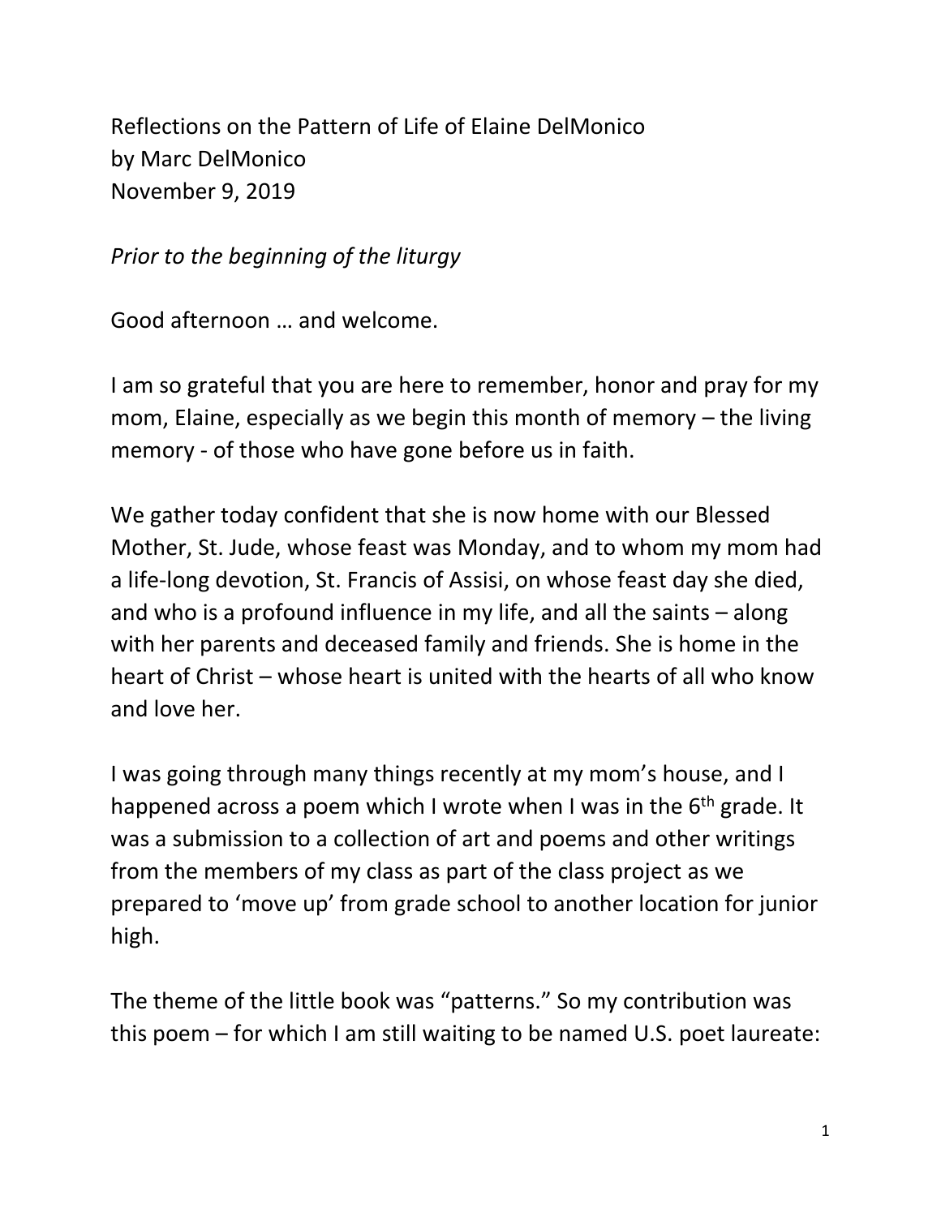Reflections on the Pattern of Life of Elaine DelMonico
by Marc DelMonico
November 9, 2019

*Prior to the beginning of the liturgy*

Good afternoon … and welcome.

I am so grateful that you are here to remember, honor and pray for my mom, Elaine, especially as we begin this month of memory – the living memory - of those who have gone before us in faith.

We gather today confident that she is now home with our Blessed Mother, St. Jude, whose feast was Monday, and to whom my mom had a life-long devotion, St. Francis of Assisi, on whose feast day she died, and who is a profound influence in my life, and all the saints – along with her parents and deceased family and friends. She is home in the heart of Christ – whose heart is united with the hearts of all who know and love her.

I was going through many things recently at my mom's house, and I happened across a poem which I wrote when I was in the 6th grade. It was a submission to a collection of art and poems and other writings from the members of my class as part of the class project as we prepared to 'move up' from grade school to another location for junior high.

The theme of the little book was "patterns." So my contribution was this poem – for which I am still waiting to be named U.S. poet laureate: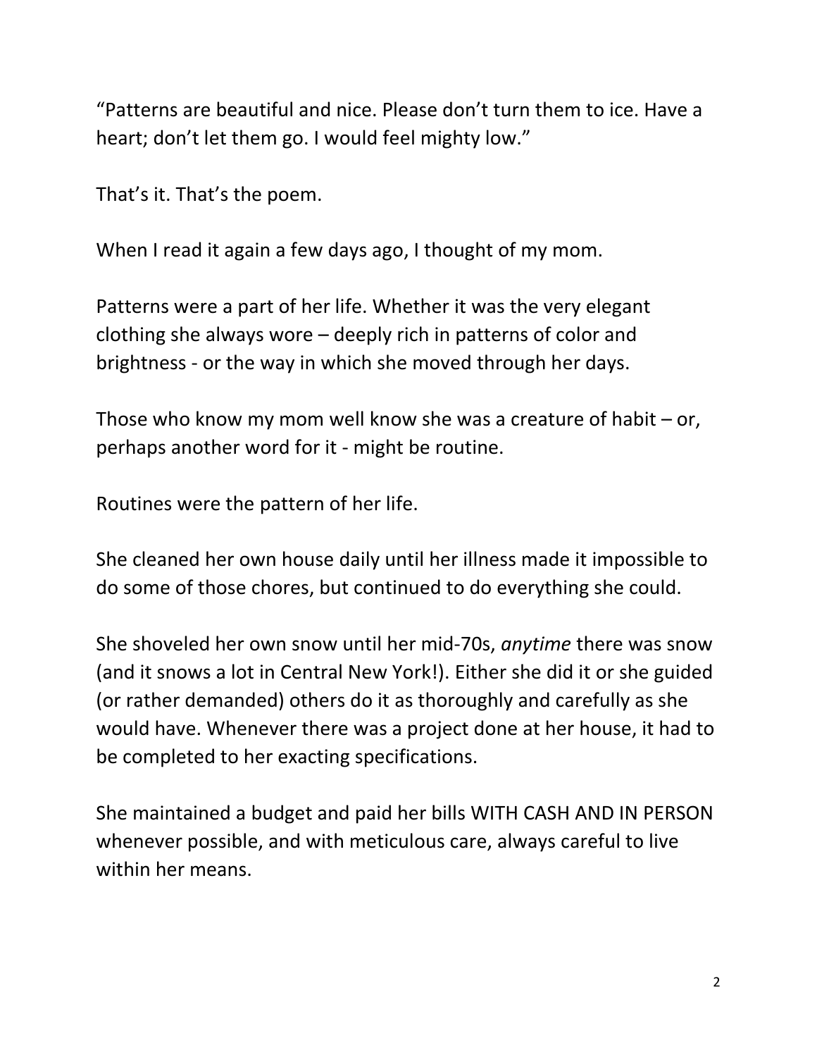"Patterns are beautiful and nice. Please don't turn them to ice. Have a heart; don't let them go. I would feel mighty low."

That's it. That's the poem.

When I read it again a few days ago, I thought of my mom.

Patterns were a part of her life. Whether it was the very elegant clothing she always wore – deeply rich in patterns of color and brightness - or the way in which she moved through her days.

Those who know my mom well know she was a creature of habit – or, perhaps another word for it - might be routine.

Routines were the pattern of her life.

She cleaned her own house daily until her illness made it impossible to do some of those chores, but continued to do everything she could.

She shoveled her own snow until her mid-70s, *anytime* there was snow (and it snows a lot in Central New York!). Either she did it or she guided (or rather demanded) others do it as thoroughly and carefully as she would have. Whenever there was a project done at her house, it had to be completed to her exacting specifications.

She maintained a budget and paid her bills WITH CASH AND IN PERSON whenever possible, and with meticulous care, always careful to live within her means.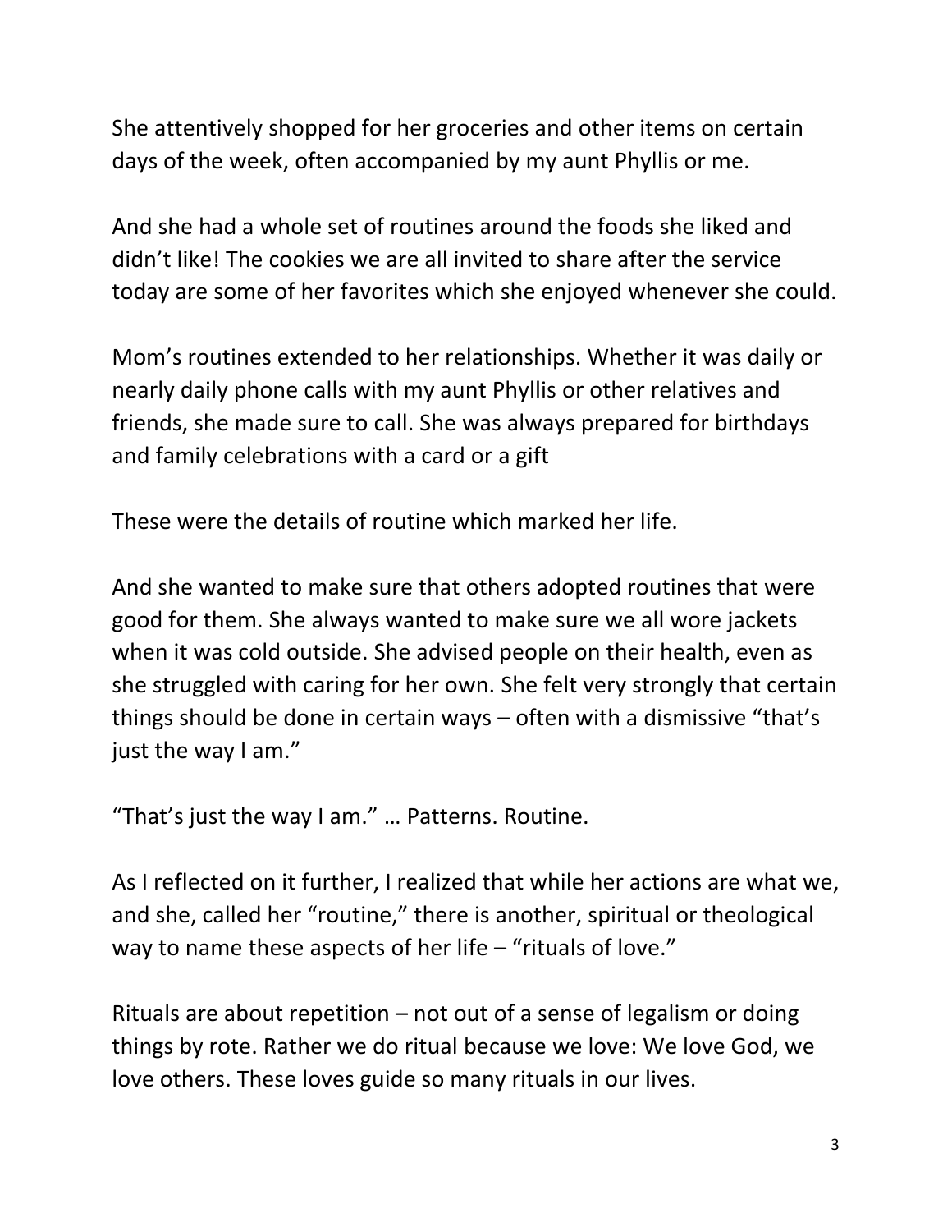She attentively shopped for her groceries and other items on certain days of the week, often accompanied by my aunt Phyllis or me.

And she had a whole set of routines around the foods she liked and didn't like! The cookies we are all invited to share after the service today are some of her favorites which she enjoyed whenever she could.

Mom's routines extended to her relationships. Whether it was daily or nearly daily phone calls with my aunt Phyllis or other relatives and friends, she made sure to call. She was always prepared for birthdays and family celebrations with a card or a gift

These were the details of routine which marked her life.

And she wanted to make sure that others adopted routines that were good for them. She always wanted to make sure we all wore jackets when it was cold outside. She advised people on their health, even as she struggled with caring for her own. She felt very strongly that certain things should be done in certain ways – often with a dismissive "that's just the way I am."

"That's just the way I am." … Patterns. Routine.

As I reflected on it further, I realized that while her actions are what we, and she, called her "routine," there is another, spiritual or theological way to name these aspects of her life – "rituals of love."

Rituals are about repetition – not out of a sense of legalism or doing things by rote. Rather we do ritual because we love: We love God, we love others. These loves guide so many rituals in our lives.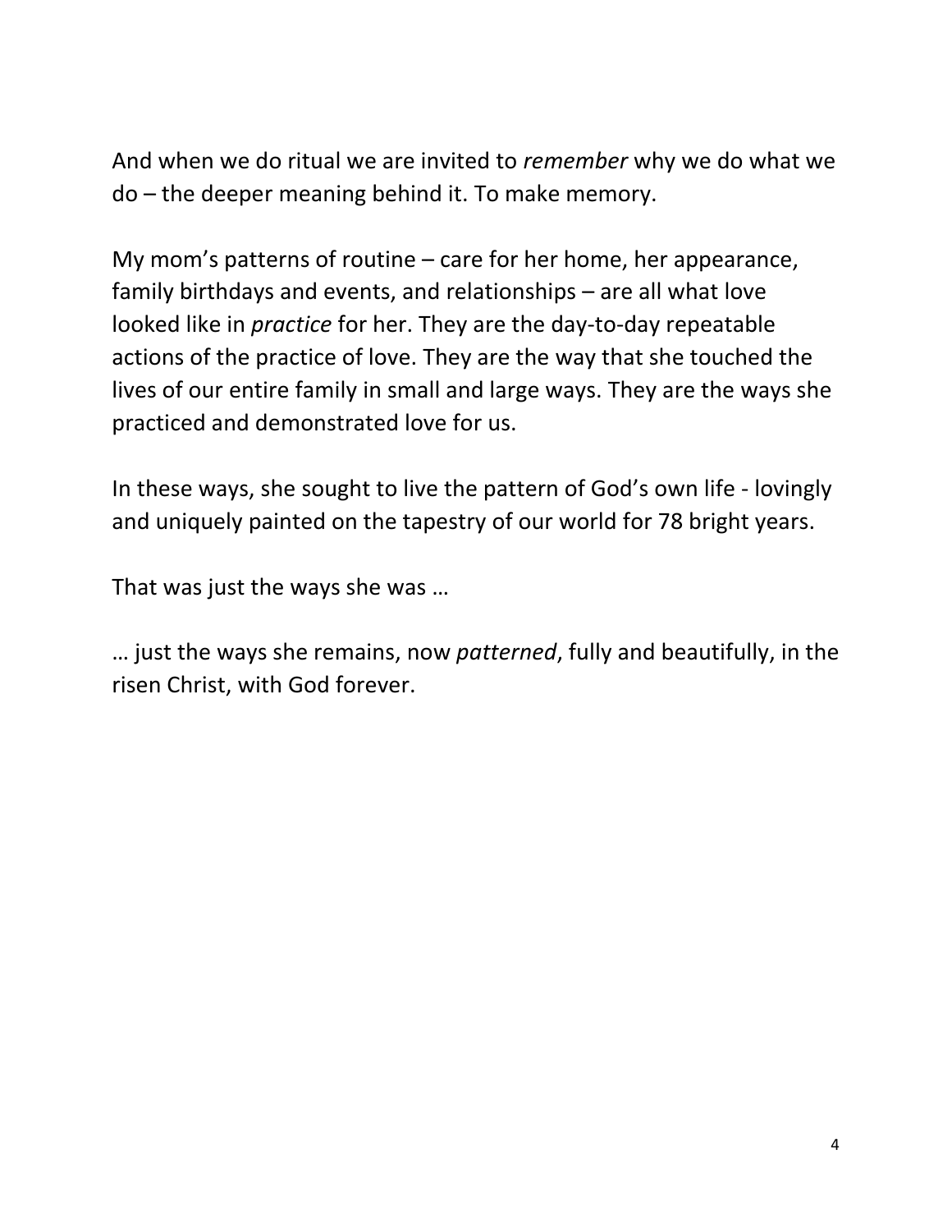And when we do ritual we are invited to *remember* why we do what we do – the deeper meaning behind it. To make memory.

My mom's patterns of routine – care for her home, her appearance, family birthdays and events, and relationships – are all what love looked like in *practice* for her. They are the day-to-day repeatable actions of the practice of love. They are the way that she touched the lives of our entire family in small and large ways. They are the ways she practiced and demonstrated love for us.

In these ways, she sought to live the pattern of God's own life - lovingly and uniquely painted on the tapestry of our world for 78 bright years.

That was just the ways she was …

… just the ways she remains, now *patterned*, fully and beautifully, in the risen Christ, with God forever.